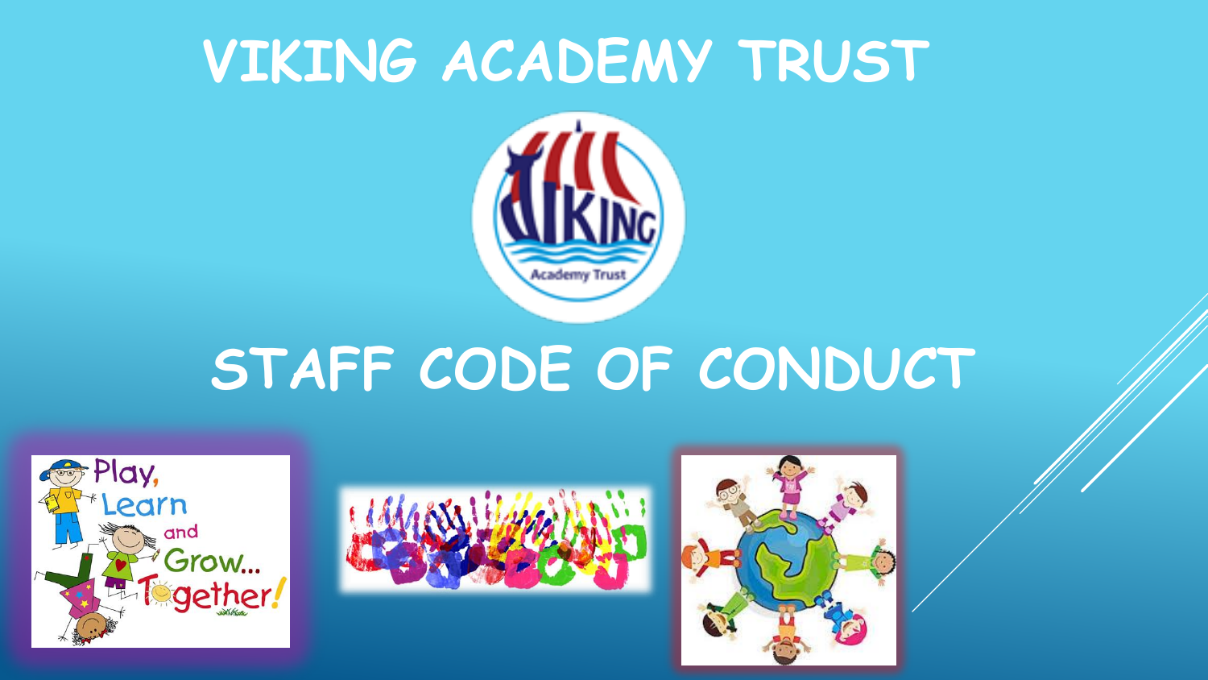# VIKING ACADEMY TRUST

# STAFF CODE OF CONDUCT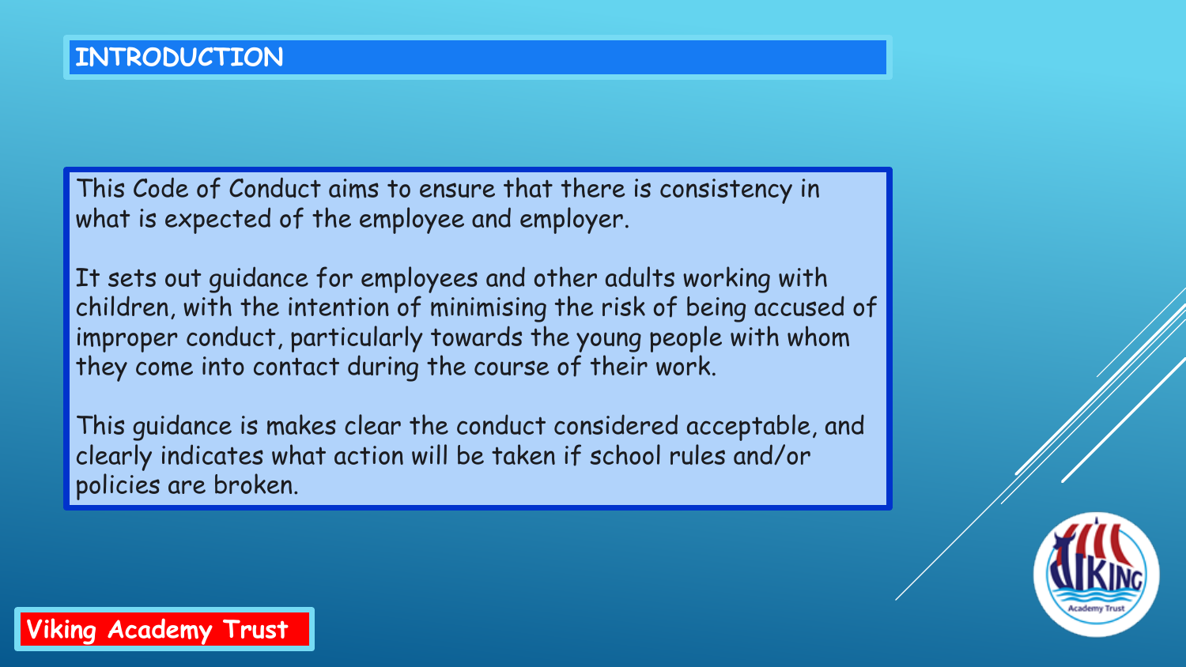## INTRODUCTION

This Code of Conduct aims to ensure that there is consistency in what is expected of the employee and employer.

It sets out guidance for employees and other adults working with children, with the intention of minimising the risk of being accused of improper conduct, particularly towards the young people with whom they come into contact during the course of their work.

This guidance is makes clear the conduct considered acceptable, and clearly indicates what action will be taken if school rules and/or policies are broken.

Viking Academy Trust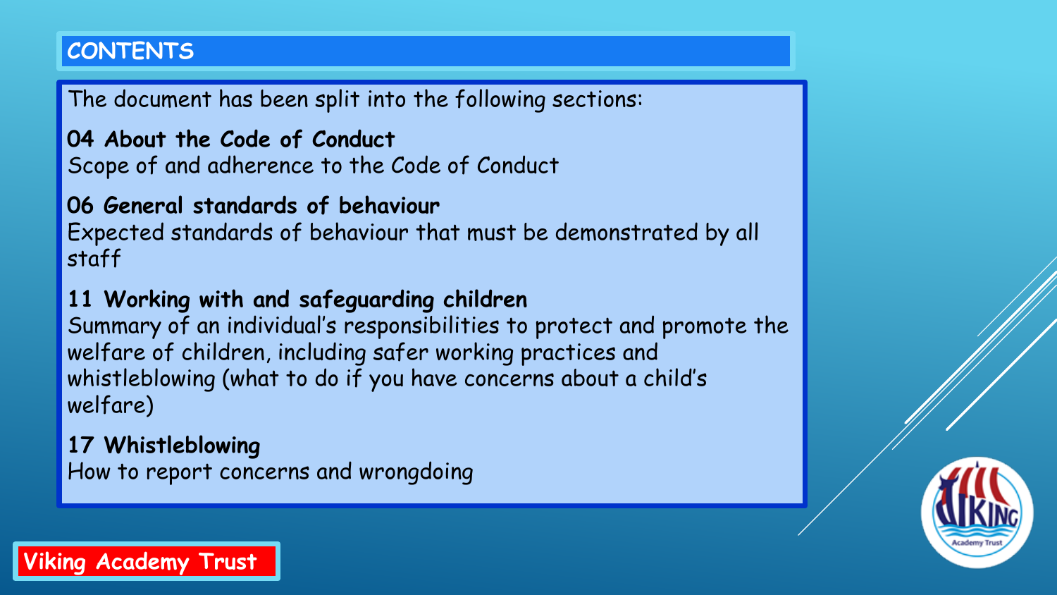## CONTENTS

The document has been split into the following sections:

**04 About the Code of Conduct**
Scope of and adherence to the Code of Conduct

**06 General standards of behaviour**
Expected standards of behaviour that must be demonstrated by all staff

**11 Working with and safeguarding children**
Summary of an individual's responsibilities to protect and promote the welfare of children, including safer working practices and whistleblowing (what to do if you have concerns about a child's welfare)

**17 Whistleblowing**
How to report concerns and wrongdoing

Viking Academy Trust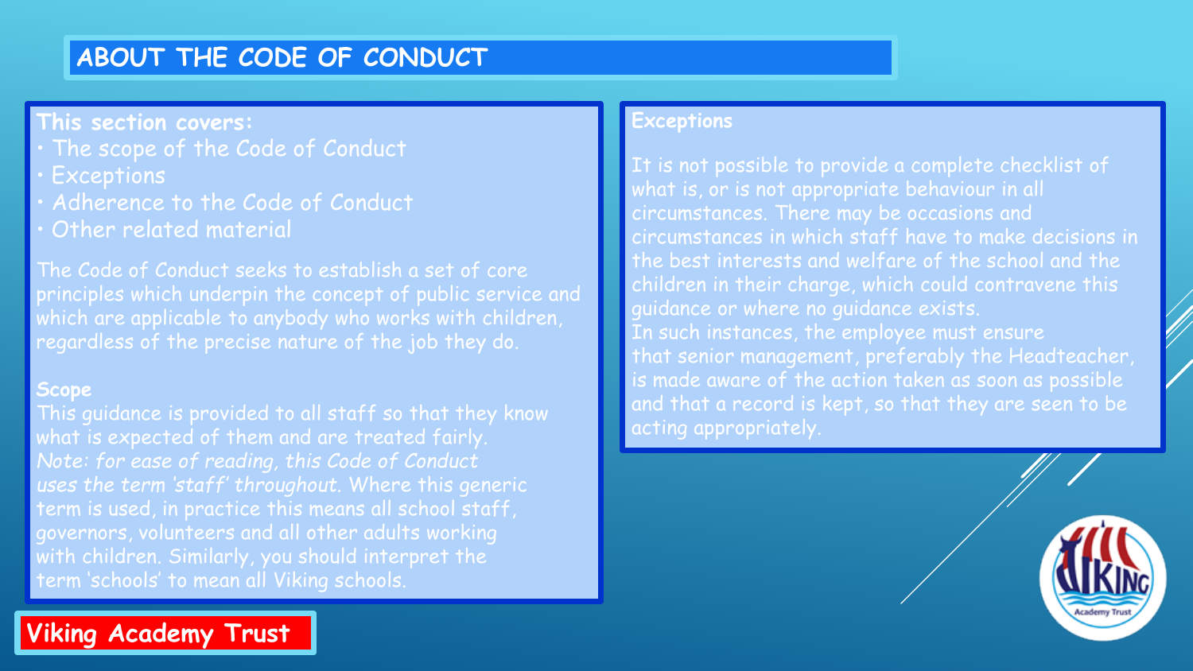# ABOUT THE CODE OF CONDUCT

**This section covers:**

- The scope of the Code of Conduct
- Exceptions
- Adherence to the Code of Conduct
- Other related material

The Code of Conduct seeks to establish a set of core principles which underpin the concept of public service and which are applicable to anybody who works with children, regardless of the precise nature of the job they do.

## Scope

This guidance is provided to all staff so that they know what is expected of them and are treated fairly.

*Note: for ease of reading, this Code of Conduct uses the term 'staff' throughout.* Where this generic term is used, in practice this means all school staff, governors, volunteers and all other adults working with children. Similarly, you should interpret the term 'schools' to mean all Viking schools.

## Exceptions

It is not possible to provide a complete checklist of what is, or is not appropriate behaviour in all circumstances. There may be occasions and circumstances in which staff have to make decisions in the best interests and welfare of the school and the children in their charge, which could contravene this guidance or where no guidance exists.

In such instances, the employee must ensure that senior management, preferably the Headteacher, is made aware of the action taken as soon as possible and that a record is kept, so that they are seen to be acting appropriately.

Viking Academy Trust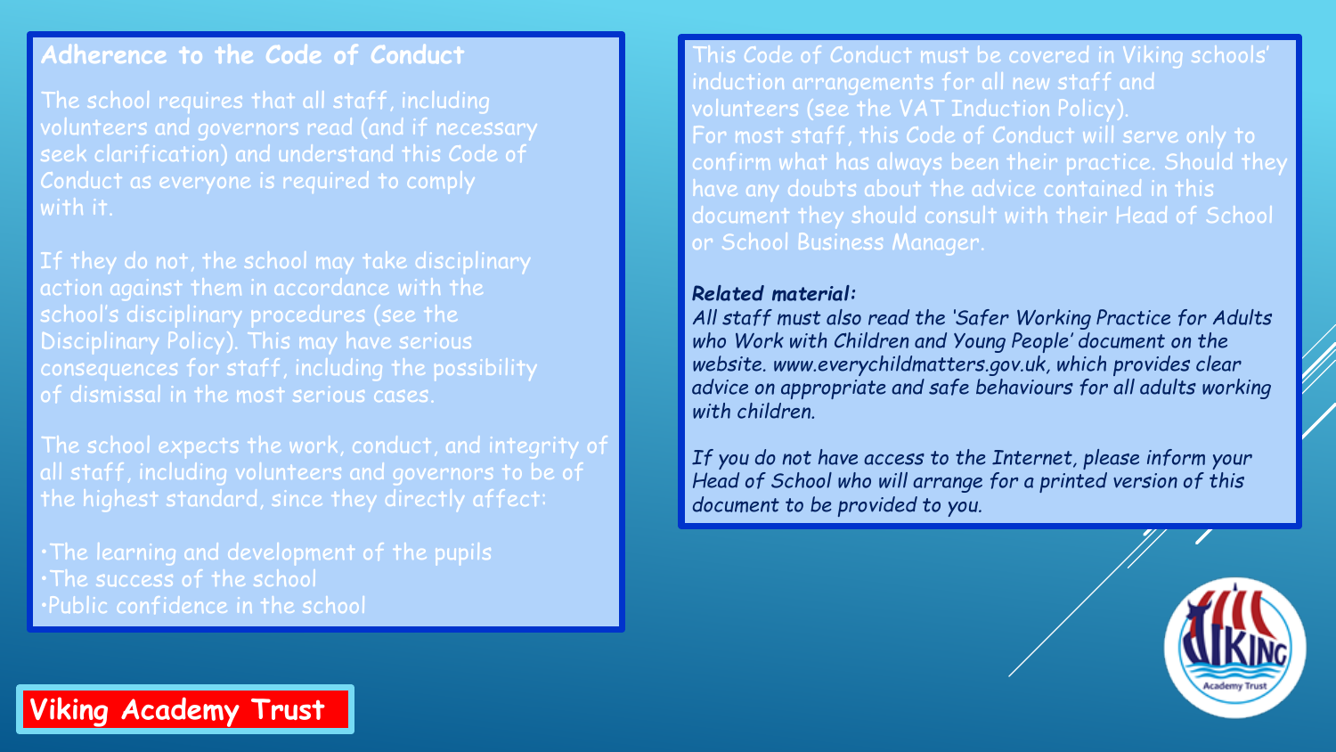## Adherence to the Code of Conduct

The school requires that all staff, including volunteers and governors read (and if necessary seek clarification) and understand this Code of Conduct as everyone is required to comply with it.

If they do not, the school may take disciplinary action against them in accordance with the school's disciplinary procedures (see the Disciplinary Policy). This may have serious consequences for staff, including the possibility of dismissal in the most serious cases.

The school expects the work, conduct, and integrity of all staff, including volunteers and governors to be of the highest standard, since they directly affect:

- The learning and development of the pupils
- The success of the school
- Public confidence in the school

This Code of Conduct must be covered in Viking schools' induction arrangements for all new staff and volunteers (see the VAT Induction Policy).
For most staff, this Code of Conduct will serve only to confirm what has always been their practice. Should they have any doubts about the advice contained in this document they should consult with their Head of School or School Business Manager.

***Related material:***
*All staff must also read the 'Safer Working Practice for Adults who Work with Children and Young People' document on the website. www.everychildmatters.gov.uk, which provides clear advice on appropriate and safe behaviours for all adults working with children.*

*If you do not have access to the Internet, please inform your Head of School who will arrange for a printed version of this document to be provided to you.*

**Viking Academy Trust**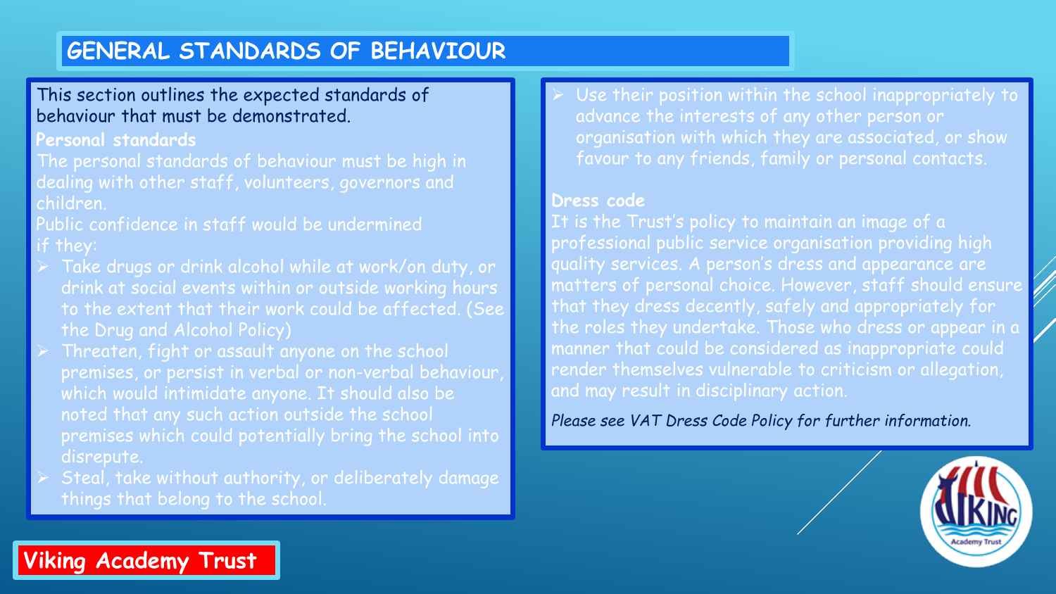# GENERAL STANDARDS OF BEHAVIOUR

This section outlines the expected standards of behaviour that must be demonstrated.

**Personal standards**

The personal standards of behaviour must be high in dealing with other staff, volunteers, governors and children.

Public confidence in staff would be undermined if they:

- Take drugs or drink alcohol while at work/on duty, or drink at social events within or outside working hours to the extent that their work could be affected. (See the Drug and Alcohol Policy)
- Threaten, fight or assault anyone on the school premises, or persist in verbal or non-verbal behaviour, which would intimidate anyone. It should also be noted that any such action outside the school premises which could potentially bring the school into disrepute.
- Steal, take without authority, or deliberately damage things that belong to the school.
- Use their position within the school inappropriately to advance the interests of any other person or organisation with which they are associated, or show favour to any friends, family or personal contacts.

**Dress code**

It is the Trust's policy to maintain an image of a professional public service organisation providing high quality services. A person's dress and appearance are matters of personal choice. However, staff should ensure that they dress decently, safely and appropriately for the roles they undertake. Those who dress or appear in a manner that could be considered as inappropriate could render themselves vulnerable to criticism or allegation, and may result in disciplinary action.

*Please see VAT Dress Code Policy for further information.*

Viking Academy Trust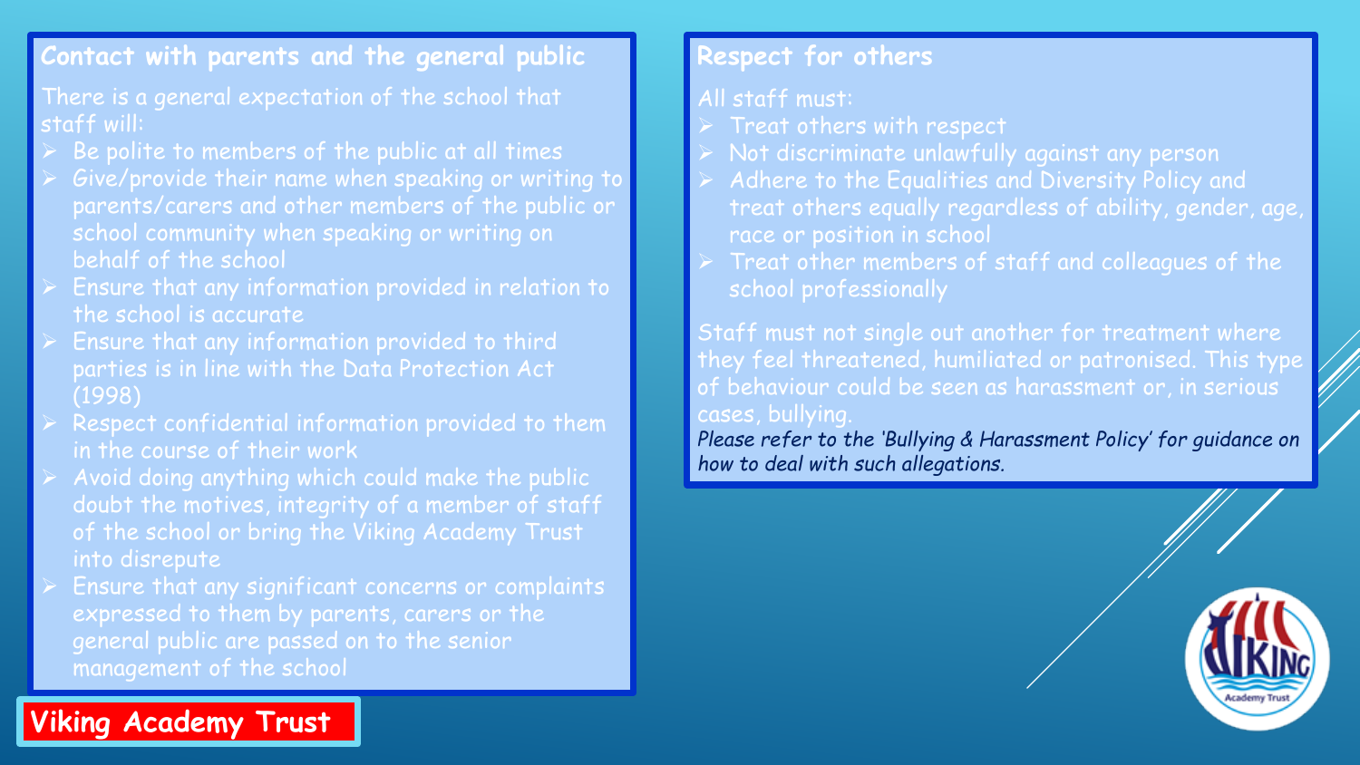## Contact with parents and the general public

There is a general expectation of the school that staff will:

- Be polite to members of the public at all times
- Give/provide their name when speaking or writing to parents/carers and other members of the public or school community when speaking or writing on behalf of the school
- Ensure that any information provided in relation to the school is accurate
- Ensure that any information provided to third parties is in line with the Data Protection Act (1998)
- Respect confidential information provided to them in the course of their work
- Avoid doing anything which could make the public doubt the motives, integrity of a member of staff of the school or bring the Viking Academy Trust into disrepute
- Ensure that any significant concerns or complaints expressed to them by parents, carers or the general public are passed on to the senior management of the school

## Respect for others

All staff must:

- Treat others with respect
- Not discriminate unlawfully against any person
- Adhere to the Equalities and Diversity Policy and treat others equally regardless of ability, gender, age, race or position in school
- Treat other members of staff and colleagues of the school professionally

Staff must not single out another for treatment where they feel threatened, humiliated or patronised. This type of behaviour could be seen as harassment or, in serious cases, bullying.

*Please refer to the 'Bullying & Harassment Policy' for guidance on how to deal with such allegations.*

Viking Academy Trust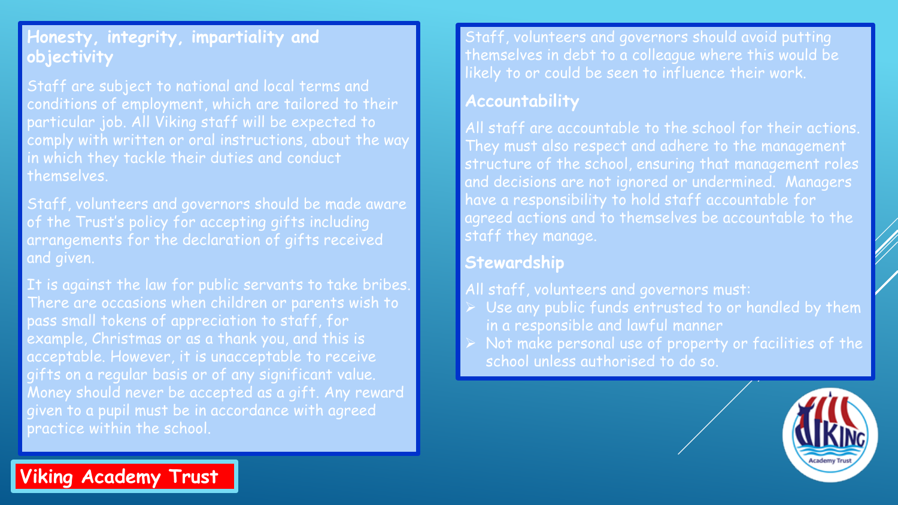## Honesty, integrity, impartiality and objectivity

Staff are subject to national and local terms and conditions of employment, which are tailored to their particular job. All Viking staff will be expected to comply with written or oral instructions, about the way in which they tackle their duties and conduct themselves.

Staff, volunteers and governors should be made aware of the Trust's policy for accepting gifts including arrangements for the declaration of gifts received and given.

It is against the law for public servants to take bribes. There are occasions when children or parents wish to pass small tokens of appreciation to staff, for example, Christmas or as a thank you, and this is acceptable. However, it is unacceptable to receive gifts on a regular basis or of any significant value. Money should never be accepted as a gift. Any reward given to a pupil must be in accordance with agreed practice within the school.

Staff, volunteers and governors should avoid putting themselves in debt to a colleague where this would be likely to or could be seen to influence their work.

## Accountability

All staff are accountable to the school for their actions. They must also respect and adhere to the management structure of the school, ensuring that management roles and decisions are not ignored or undermined. Managers have a responsibility to hold staff accountable for agreed actions and to themselves be accountable to the staff they manage.

## Stewardship

All staff, volunteers and governors must:

- Use any public funds entrusted to or handled by them in a responsible and lawful manner
- Not make personal use of property or facilities of the school unless authorised to do so.

**Viking Academy Trust**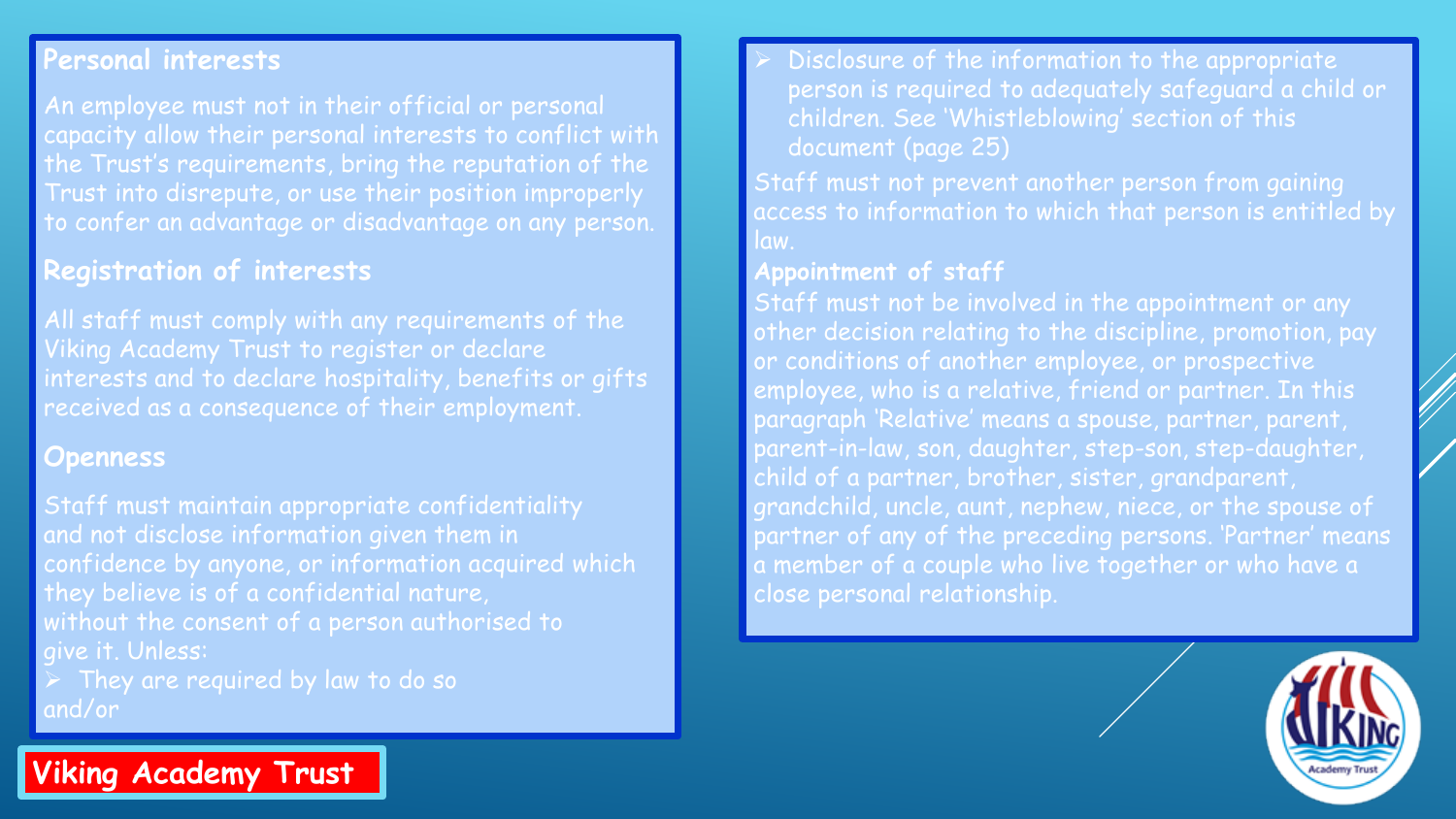## Personal interests

An employee must not in their official or personal capacity allow their personal interests to conflict with the Trust's requirements, bring the reputation of the Trust into disrepute, or use their position improperly to confer an advantage or disadvantage on any person.

## Registration of interests

All staff must comply with any requirements of the Viking Academy Trust to register or declare interests and to declare hospitality, benefits or gifts received as a consequence of their employment.

## Openness

Staff must maintain appropriate confidentiality and not disclose information given them in confidence by anyone, or information acquired which they believe is of a confidential nature, without the consent of a person authorised to give it. Unless:

- They are required by law to do so

and/or

- Disclosure of the information to the appropriate person is required to adequately safeguard a child or children. See 'Whistleblowing' section of this document (page 25)

Staff must not prevent another person from gaining access to information to which that person is entitled by law.

## Appointment of staff

Staff must not be involved in the appointment or any other decision relating to the discipline, promotion, pay or conditions of another employee, or prospective employee, who is a relative, friend or partner. In this paragraph 'Relative' means a spouse, partner, parent, parent-in-law, son, daughter, step-son, step-daughter, child of a partner, brother, sister, grandparent, grandchild, uncle, aunt, nephew, niece, or the spouse of partner of any of the preceding persons. 'Partner' means a member of a couple who live together or who have a close personal relationship.

Viking Academy Trust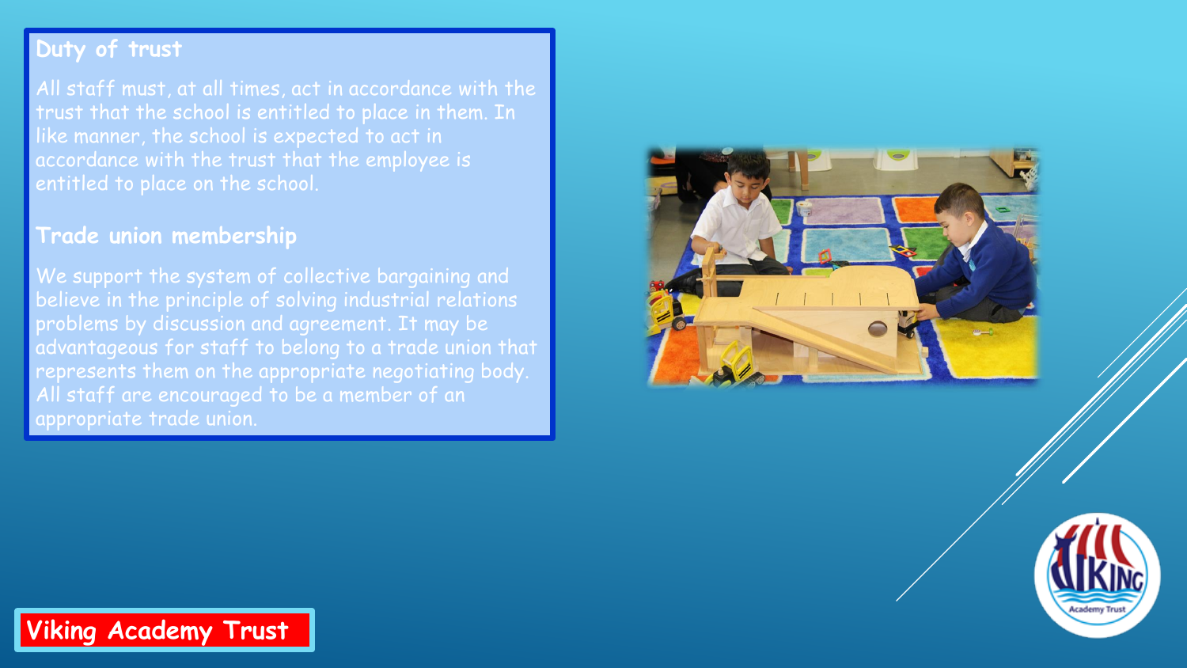## Duty of trust

All staff must, at all times, act in accordance with the trust that the school is entitled to place in them. In like manner, the school is expected to act in accordance with the trust that the employee is entitled to place on the school.

## Trade union membership

We support the system of collective bargaining and believe in the principle of solving industrial relations problems by discussion and agreement. It may be advantageous for staff to belong to a trade union that represents them on the appropriate negotiating body. All staff are encouraged to be a member of an appropriate trade union.

Viking Academy Trust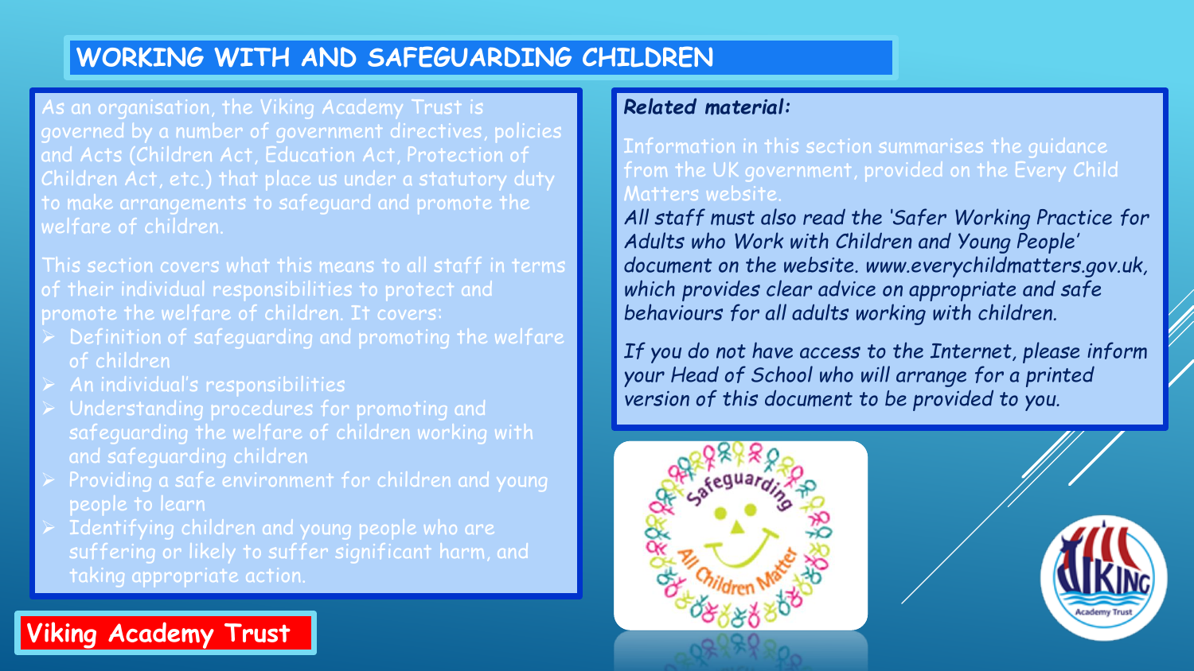# WORKING WITH AND SAFEGUARDING CHILDREN

As an organisation, the Viking Academy Trust is governed by a number of government directives, policies and Acts (Children Act, Education Act, Protection of Children Act, etc.) that place us under a statutory duty to make arrangements to safeguard and promote the welfare of children.

This section covers what this means to all staff in terms of their individual responsibilities to protect and promote the welfare of children. It covers:

- Definition of safeguarding and promoting the welfare of children
- An individual's responsibilities
- Understanding procedures for promoting and safeguarding the welfare of children working with and safeguarding children
- Providing a safe environment for children and young people to learn
- Identifying children and young people who are suffering or likely to suffer significant harm, and taking appropriate action.

***Related material:***

Information in this section summarises the guidance from the UK government, provided on the Every Child Matters website.

*All staff must also read the 'Safer Working Practice for Adults who Work with Children and Young People' document on the website. www.everychildmatters.gov.uk, which provides clear advice on appropriate and safe behaviours for all adults working with children.*

*If you do not have access to the Internet, please inform your Head of School who will arrange for a printed version of this document to be provided to you.*

**Viking Academy Trust**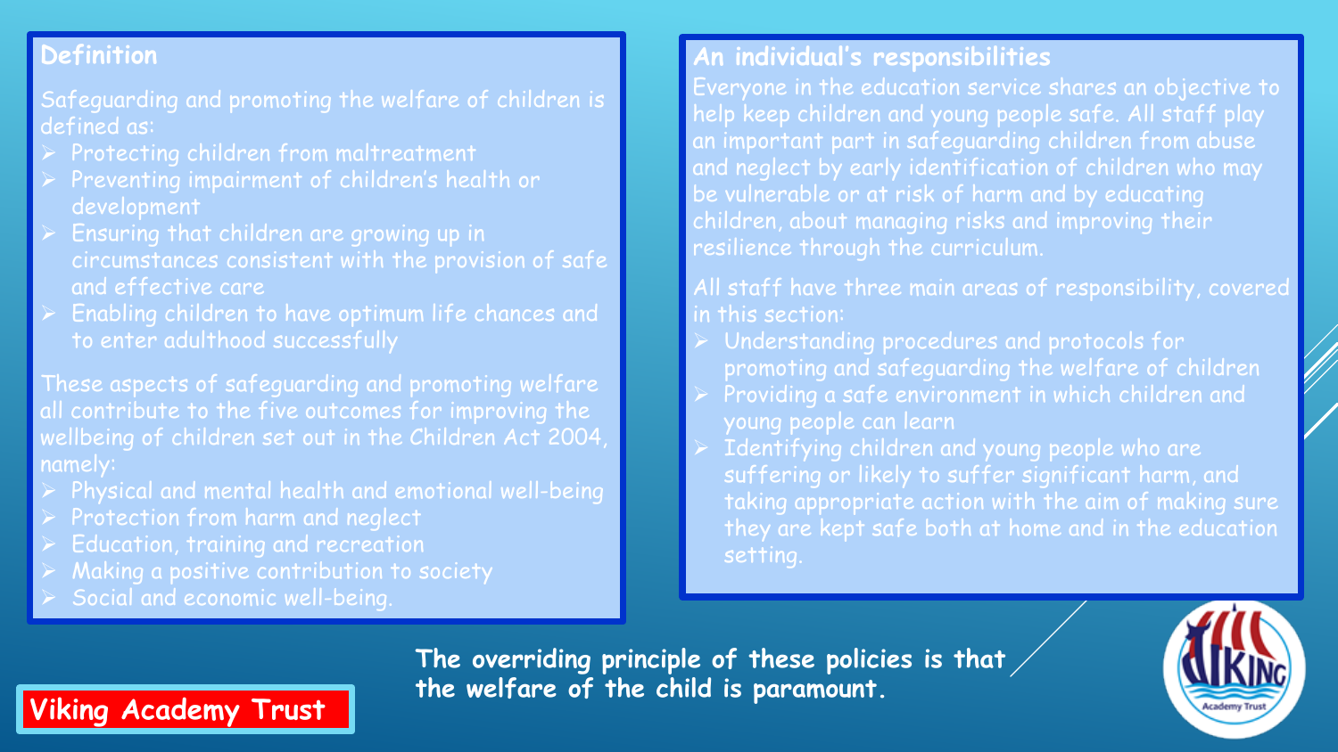## Definition

Safeguarding and promoting the welfare of children is defined as:

- Protecting children from maltreatment
- Preventing impairment of children's health or development
- Ensuring that children are growing up in circumstances consistent with the provision of safe and effective care
- Enabling children to have optimum life chances and to enter adulthood successfully

These aspects of safeguarding and promoting welfare all contribute to the five outcomes for improving the wellbeing of children set out in the Children Act 2004, namely:

- Physical and mental health and emotional well-being
- Protection from harm and neglect
- Education, training and recreation
- Making a positive contribution to society
- Social and economic well-being.

## An individual's responsibilities

Everyone in the education service shares an objective to help keep children and young people safe. All staff play an important part in safeguarding children from abuse and neglect by early identification of children who may be vulnerable or at risk of harm and by educating children, about managing risks and improving their resilience through the curriculum.

All staff have three main areas of responsibility, covered in this section:

- Understanding procedures and protocols for promoting and safeguarding the welfare of children
- Providing a safe environment in which children and young people can learn
- Identifying children and young people who are suffering or likely to suffer significant harm, and taking appropriate action with the aim of making sure they are kept safe both at home and in the education setting.

**The overriding principle of these policies is that the welfare of the child is paramount.**

Viking Academy Trust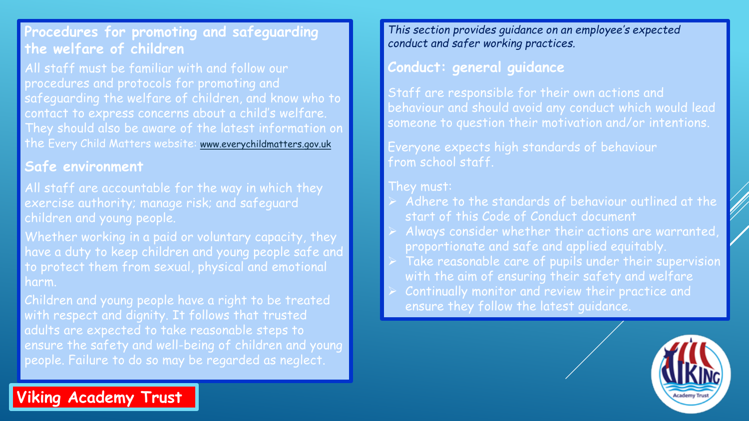## Procedures for promoting and safeguarding the welfare of children

All staff must be familiar with and follow our procedures and protocols for promoting and safeguarding the welfare of children, and know who to contact to express concerns about a child's welfare. They should also be aware of the latest information on the Every Child Matters website: www.everychildmatters.gov.uk

## Safe environment

All staff are accountable for the way in which they exercise authority; manage risk; and safeguard children and young people.

Whether working in a paid or voluntary capacity, they have a duty to keep children and young people safe and to protect them from sexual, physical and emotional harm.

Children and young people have a right to be treated with respect and dignity. It follows that trusted adults are expected to take reasonable steps to ensure the safety and well-being of children and young people. Failure to do so may be regarded as neglect.

*This section provides guidance on an employee's expected conduct and safer working practices.*

## Conduct: general guidance

Staff are responsible for their own actions and behaviour and should avoid any conduct which would lead someone to question their motivation and/or intentions.

Everyone expects high standards of behaviour from school staff.

They must:

- Adhere to the standards of behaviour outlined at the start of this Code of Conduct document
- Always consider whether their actions are warranted, proportionate and safe and applied equitably.
- Take reasonable care of pupils under their supervision with the aim of ensuring their safety and welfare
- Continually monitor and review their practice and ensure they follow the latest guidance.

Viking Academy Trust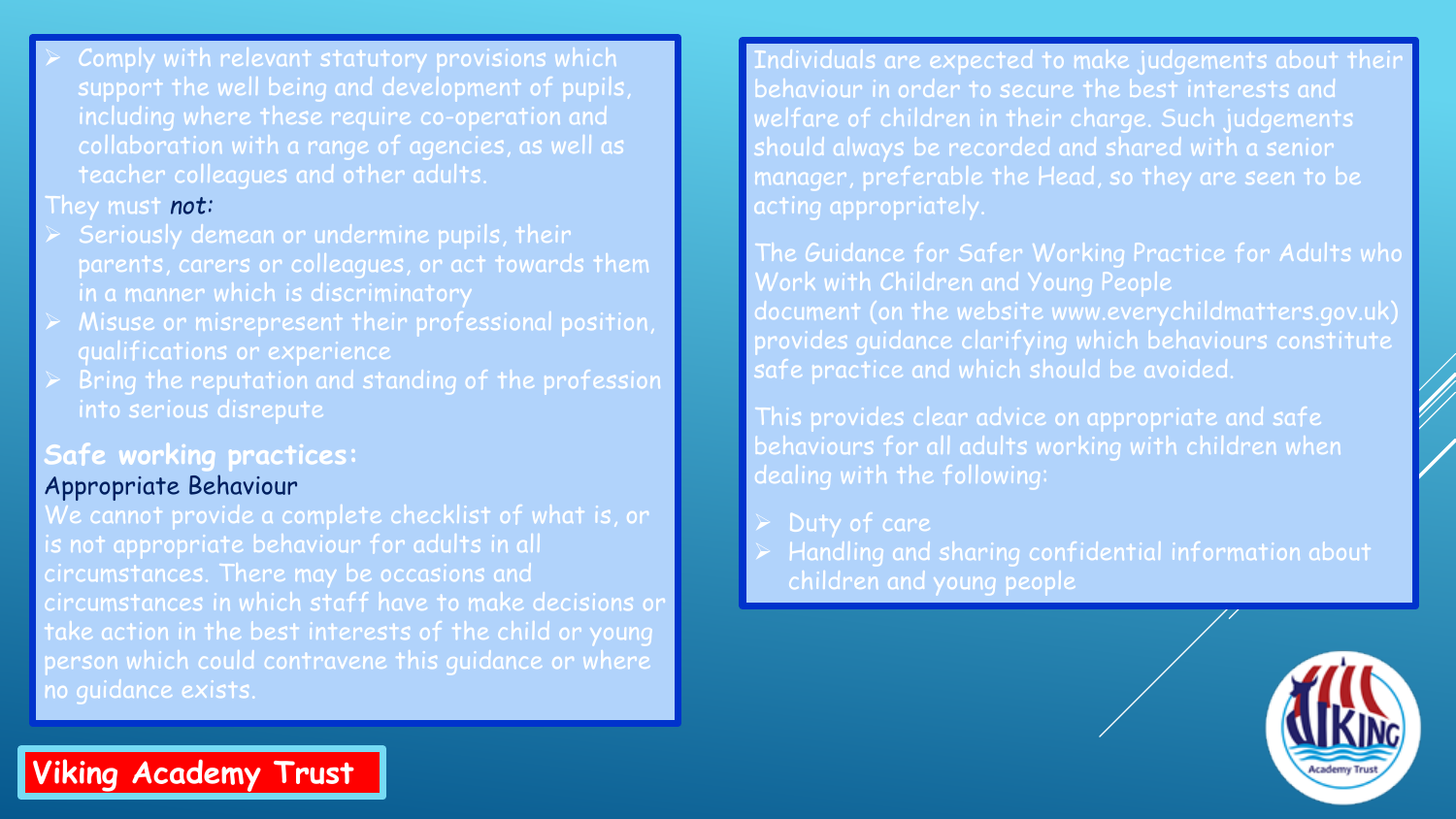- Comply with relevant statutory provisions which support the well being and development of pupils, including where these require co-operation and collaboration with a range of agencies, as well as teacher colleagues and other adults.

They must *not:*

- Seriously demean or undermine pupils, their parents, carers or colleagues, or act towards them in a manner which is discriminatory
- Misuse or misrepresent their professional position, qualifications or experience
- Bring the reputation and standing of the profession into serious disrepute

**Safe working practices:**

Appropriate Behaviour

We cannot provide a complete checklist of what is, or is not appropriate behaviour for adults in all circumstances. There may be occasions and circumstances in which staff have to make decisions or take action in the best interests of the child or young person which could contravene this guidance or where no guidance exists.

Individuals are expected to make judgements about their behaviour in order to secure the best interests and welfare of children in their charge. Such judgements should always be recorded and shared with a senior manager, preferable the Head, so they are seen to be acting appropriately.

The Guidance for Safer Working Practice for Adults who Work with Children and Young People document (on the website www.everychildmatters.gov.uk) provides guidance clarifying which behaviours constitute safe practice and which should be avoided.

This provides clear advice on appropriate and safe behaviours for all adults working with children when dealing with the following:

- Duty of care
- Handling and sharing confidential information about children and young people

Viking Academy Trust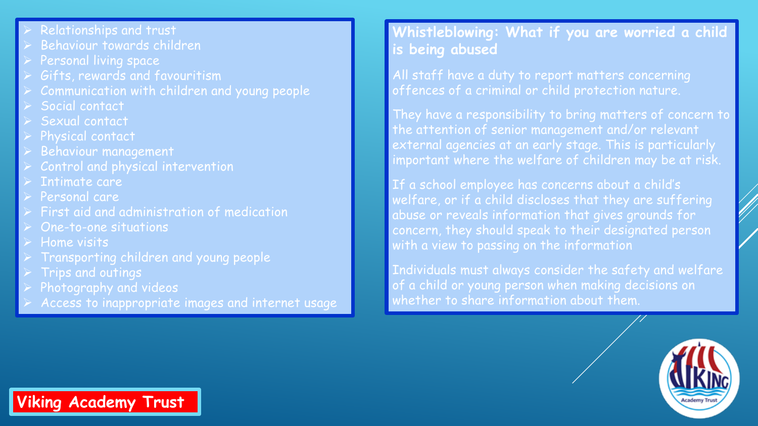- Relationships and trust
- Behaviour towards children
- Personal living space
- Gifts, rewards and favouritism
- Communication with children and young people
- Social contact
- Sexual contact
- Physical contact
- Behaviour management
- Control and physical intervention
- Intimate care
- Personal care
- First aid and administration of medication
- One-to-one situations
- Home visits
- Transporting children and young people
- Trips and outings
- Photography and videos
- Access to inappropriate images and internet usage

## Whistleblowing: What if you are worried a child is being abused

All staff have a duty to report matters concerning offences of a criminal or child protection nature.

They have a responsibility to bring matters of concern to the attention of senior management and/or relevant external agencies at an early stage. This is particularly important where the welfare of children may be at risk.

If a school employee has concerns about a child's welfare, or if a child discloses that they are suffering abuse or reveals information that gives grounds for concern, they should speak to their designated person with a view to passing on the information

Individuals must always consider the safety and welfare of a child or young person when making decisions on whether to share information about them.

**Viking Academy Trust**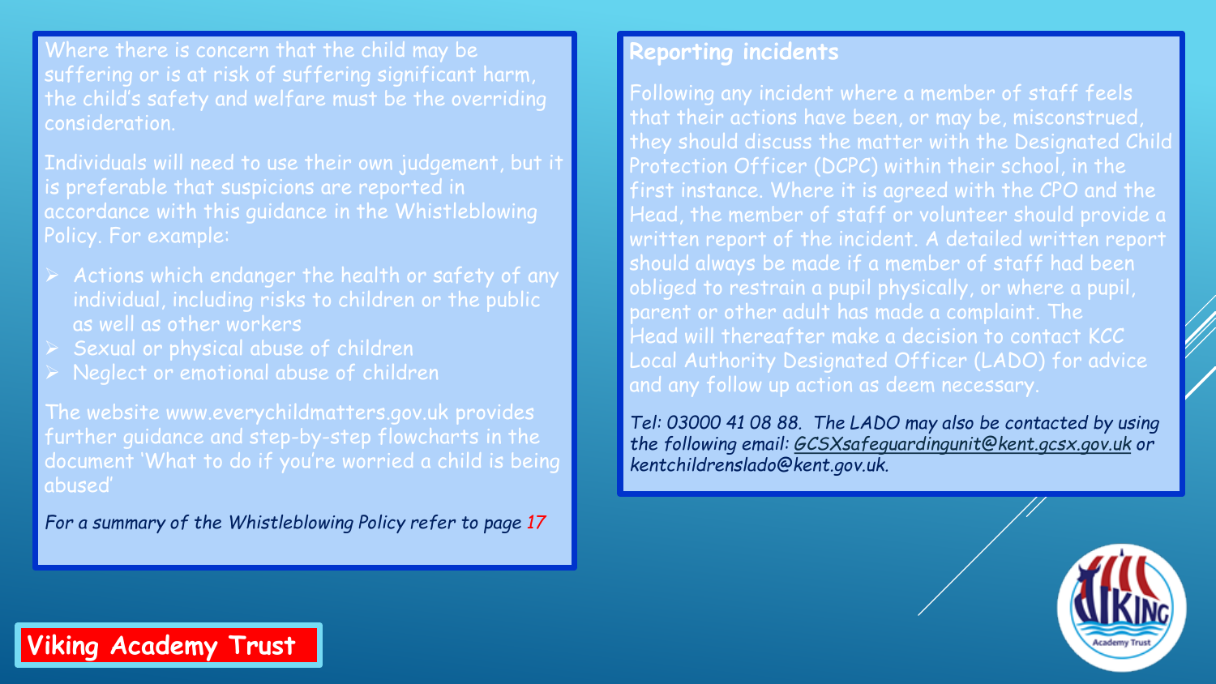Where there is concern that the child may be suffering or is at risk of suffering significant harm, the child's safety and welfare must be the overriding consideration.

Individuals will need to use their own judgement, but it is preferable that suspicions are reported in accordance with this guidance in the Whistleblowing Policy. For example:

- Actions which endanger the health or safety of any individual, including risks to children or the public as well as other workers
- Sexual or physical abuse of children
- Neglect or emotional abuse of children

The website www.everychildmatters.gov.uk provides further guidance and step-by-step flowcharts in the document 'What to do if you're worried a child is being abused'

*For a summary of the Whistleblowing Policy refer to page 17*

## Reporting incidents

Following any incident where a member of staff feels that their actions have been, or may be, misconstrued, they should discuss the matter with the Designated Child Protection Officer (DCPC) within their school, in the first instance. Where it is agreed with the CPO and the Head, the member of staff or volunteer should provide a written report of the incident. A detailed written report should always be made if a member of staff had been obliged to restrain a pupil physically, or where a pupil, parent or other adult has made a complaint. The Head will thereafter make a decision to contact KCC Local Authority Designated Officer (LADO) for advice and any follow up action as deem necessary.

*Tel: 03000 41 08 88. The LADO may also be contacted by using the following email: GCSXsafeguardingunit@kent.gcsx.gov.uk or kentchildrenslado@kent.gov.uk.*

**Viking Academy Trust**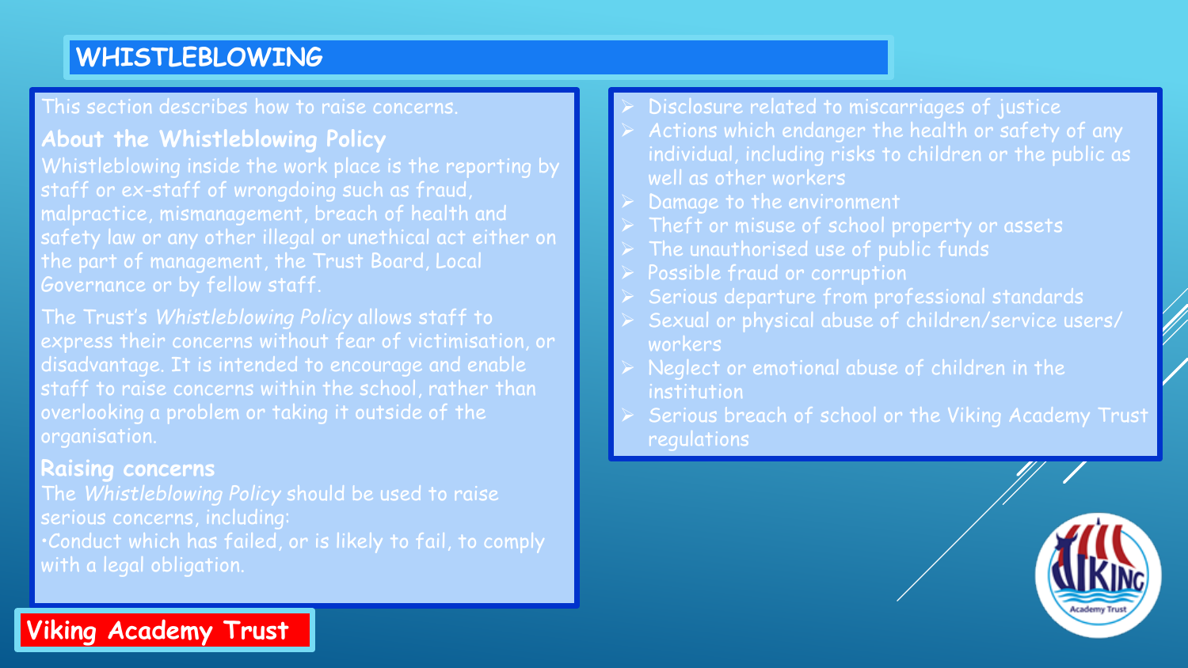# WHISTLEBLOWING

This section describes how to raise concerns.

## About the Whistleblowing Policy

Whistleblowing inside the work place is the reporting by staff or ex-staff of wrongdoing such as fraud, malpractice, mismanagement, breach of health and safety law or any other illegal or unethical act either on the part of management, the Trust Board, Local Governance or by fellow staff.

The Trust's *Whistleblowing Policy* allows staff to express their concerns without fear of victimisation, or disadvantage. It is intended to encourage and enable staff to raise concerns within the school, rather than overlooking a problem or taking it outside of the organisation.

## Raising concerns

The *Whistleblowing Policy* should be used to raise serious concerns, including:

- Conduct which has failed, or is likely to fail, to comply with a legal obligation.
- Disclosure related to miscarriages of justice
- Actions which endanger the health or safety of any individual, including risks to children or the public as well as other workers
- Damage to the environment
- Theft or misuse of school property or assets
- The unauthorised use of public funds
- Possible fraud or corruption
- Serious departure from professional standards
- Sexual or physical abuse of children/service users/ workers
- Neglect or emotional abuse of children in the institution
- Serious breach of school or the Viking Academy Trust regulations

Viking Academy Trust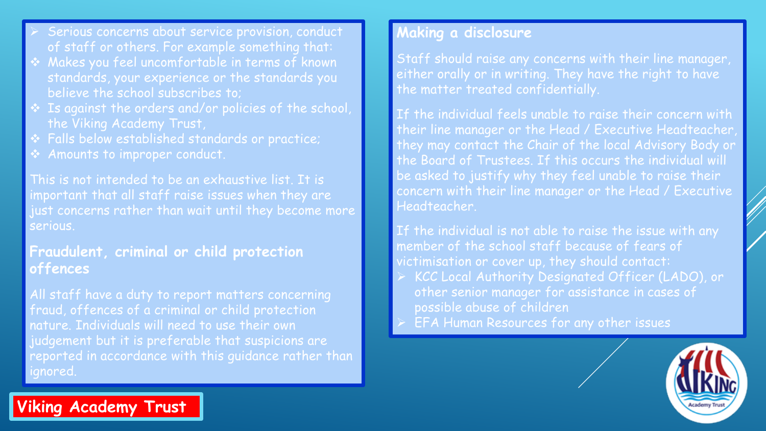- Serious concerns about service provision, conduct of staff or others. For example something that:
  - Makes you feel uncomfortable in terms of known standards, your experience or the standards you believe the school subscribes to;
  - Is against the orders and/or policies of the school, the Viking Academy Trust,
  - Falls below established standards or practice;
  - Amounts to improper conduct.

This is not intended to be an exhaustive list. It is important that all staff raise issues when they are just concerns rather than wait until they become more serious.

## Fraudulent, criminal or child protection offences

All staff have a duty to report matters concerning fraud, offences of a criminal or child protection nature. Individuals will need to use their own judgement but it is preferable that suspicions are reported in accordance with this guidance rather than ignored.

## Making a disclosure

Staff should raise any concerns with their line manager, either orally or in writing. They have the right to have the matter treated confidentially.

If the individual feels unable to raise their concern with their line manager or the Head / Executive Headteacher, they may contact the Chair of the local Advisory Body or the Board of Trustees. If this occurs the individual will be asked to justify why they feel unable to raise their concern with their line manager or the Head / Executive Headteacher.

If the individual is not able to raise the issue with any member of the school staff because of fears of victimisation or cover up, they should contact:

- KCC Local Authority Designated Officer (LADO), or other senior manager for assistance in cases of possible abuse of children
- EFA Human Resources for any other issues

**Viking Academy Trust**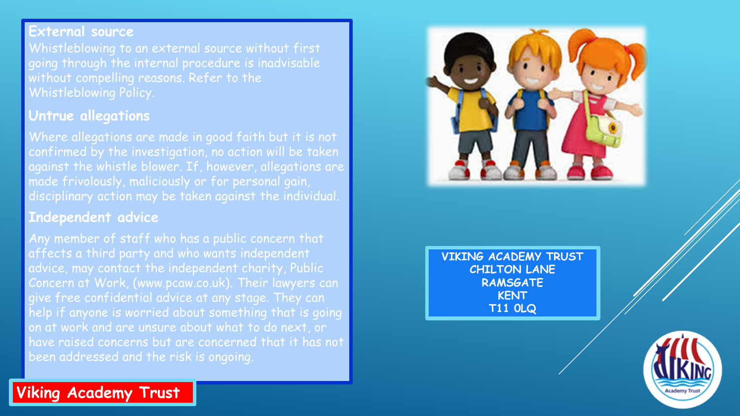## External source

Whistleblowing to an external source without first going through the internal procedure is inadvisable without compelling reasons. Refer to the Whistleblowing Policy.

## Untrue allegations

Where allegations are made in good faith but it is not confirmed by the investigation, no action will be taken against the whistle blower. If, however, allegations are made frivolously, maliciously or for personal gain, disciplinary action may be taken against the individual.

## Independent advice

Any member of staff who has a public concern that affects a third party and who wants independent advice, may contact the independent charity, Public Concern at Work, (www.pcaw.co.uk). Their lawyers can give free confidential advice at any stage. They can help if anyone is worried about something that is going on at work and are unsure about what to do next, or have raised concerns but are concerned that it has not been addressed and the risk is ongoing.

VIKING ACADEMY TRUST
CHILTON LANE
RAMSGATE
KENT
T11 0LQ

Viking Academy Trust